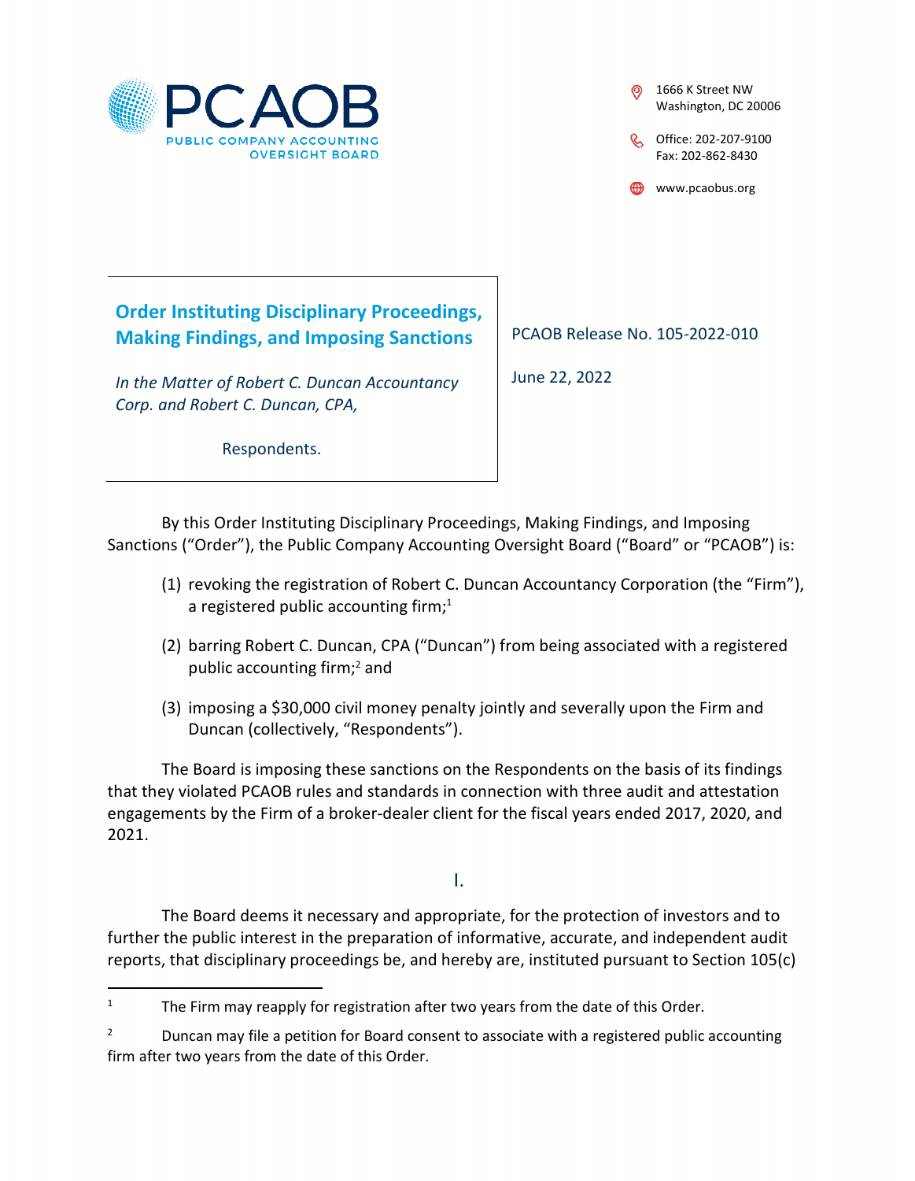PCAOB
PUBLIC COMPANY ACCOUNTING OVERSIGHT BOARD

1666 K Street NW
Washington, DC 20006

Office: 202-207-9100
Fax: 202-862-8430

www.pcaobus.org

## Order Instituting Disciplinary Proceedings, Making Findings, and Imposing Sanctions

*In the Matter of Robert C. Duncan Accountancy Corp. and Robert C. Duncan, CPA,*

Respondents.

PCAOB Release No. 105-2022-010

June 22, 2022

By this Order Instituting Disciplinary Proceedings, Making Findings, and Imposing Sanctions ("Order"), the Public Company Accounting Oversight Board ("Board" or "PCAOB") is:

(1) revoking the registration of Robert C. Duncan Accountancy Corporation (the "Firm"), a registered public accounting firm;[1]

(2) barring Robert C. Duncan, CPA ("Duncan") from being associated with a registered public accounting firm;[2] and

(3) imposing a $30,000 civil money penalty jointly and severally upon the Firm and Duncan (collectively, "Respondents").

The Board is imposing these sanctions on the Respondents on the basis of its findings that they violated PCAOB rules and standards in connection with three audit and attestation engagements by the Firm of a broker-dealer client for the fiscal years ended 2017, 2020, and 2021.

## I.

The Board deems it necessary and appropriate, for the protection of investors and to further the public interest in the preparation of informative, accurate, and independent audit reports, that disciplinary proceedings be, and hereby are, instituted pursuant to Section 105(c)

---

[1] The Firm may reapply for registration after two years from the date of this Order.

[2] Duncan may file a petition for Board consent to associate with a registered public accounting firm after two years from the date of this Order.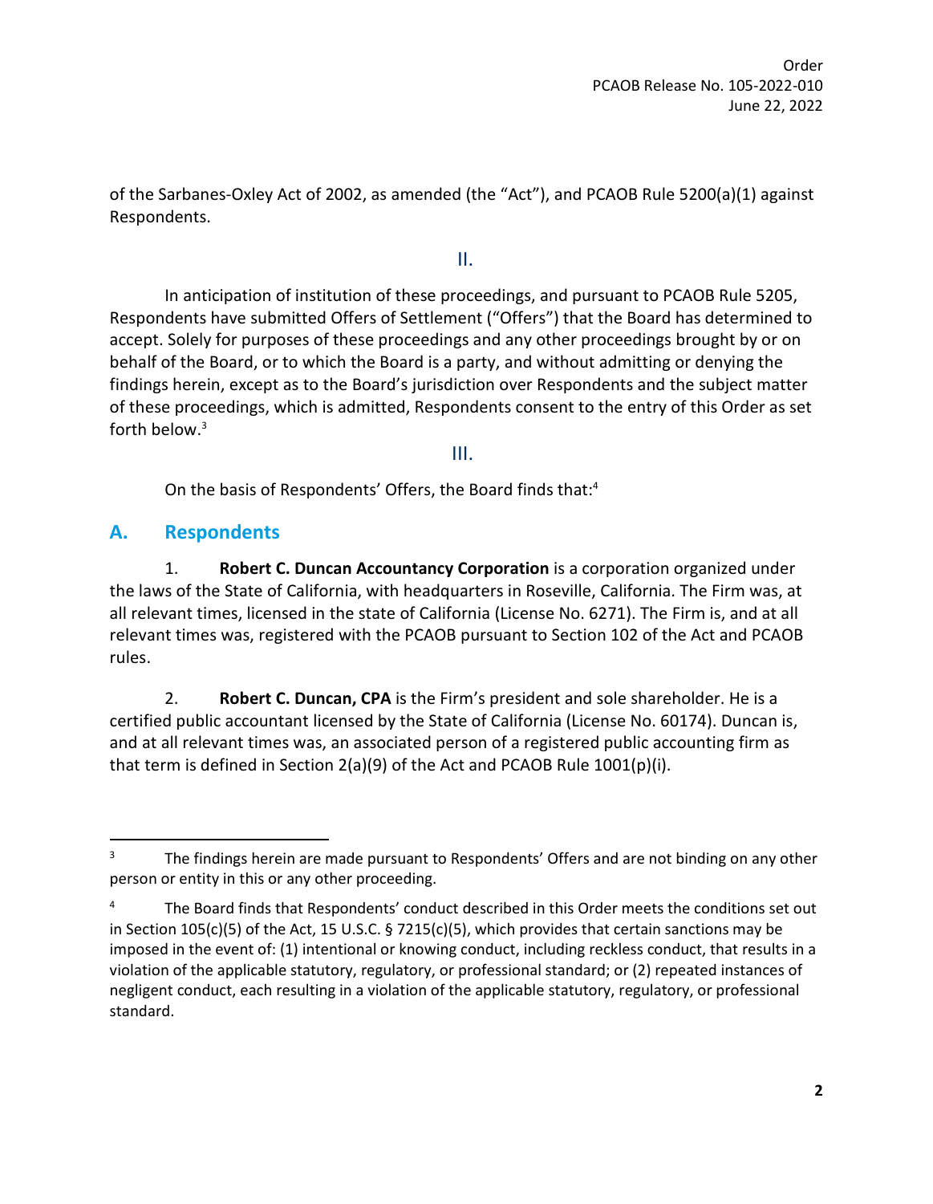of the Sarbanes-Oxley Act of 2002, as amended (the "Act"), and PCAOB Rule 5200(a)(1) against Respondents.

## II.

In anticipation of institution of these proceedings, and pursuant to PCAOB Rule 5205, Respondents have submitted Offers of Settlement ("Offers") that the Board has determined to accept. Solely for purposes of these proceedings and any other proceedings brought by or on behalf of the Board, or to which the Board is a party, and without admitting or denying the findings herein, except as to the Board's jurisdiction over Respondents and the subject matter of these proceedings, which is admitted, Respondents consent to the entry of this Order as set forth below.[3]

## III.

On the basis of Respondents' Offers, the Board finds that:[4]

## A. Respondents

1. **Robert C. Duncan Accountancy Corporation** is a corporation organized under the laws of the State of California, with headquarters in Roseville, California. The Firm was, at all relevant times, licensed in the state of California (License No. 6271). The Firm is, and at all relevant times was, registered with the PCAOB pursuant to Section 102 of the Act and PCAOB rules.

2. **Robert C. Duncan, CPA** is the Firm's president and sole shareholder. He is a certified public accountant licensed by the State of California (License No. 60174). Duncan is, and at all relevant times was, an associated person of a registered public accounting firm as that term is defined in Section 2(a)(9) of the Act and PCAOB Rule 1001(p)(i).

---

[3] The findings herein are made pursuant to Respondents' Offers and are not binding on any other person or entity in this or any other proceeding.

[4] The Board finds that Respondents' conduct described in this Order meets the conditions set out in Section 105(c)(5) of the Act, 15 U.S.C. § 7215(c)(5), which provides that certain sanctions may be imposed in the event of: (1) intentional or knowing conduct, including reckless conduct, that results in a violation of the applicable statutory, regulatory, or professional standard; or (2) repeated instances of negligent conduct, each resulting in a violation of the applicable statutory, regulatory, or professional standard.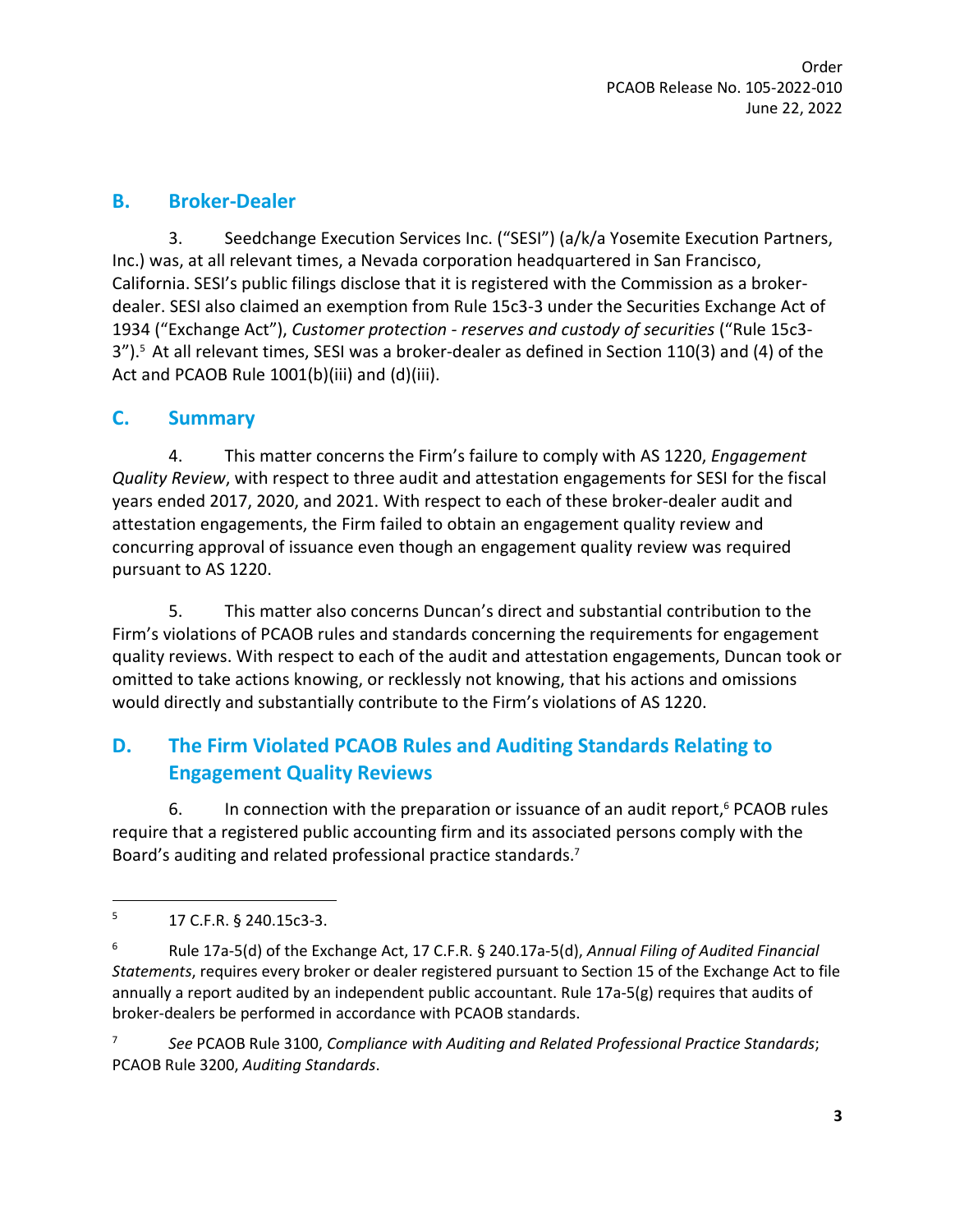## B. Broker-Dealer

3. Seedchange Execution Services Inc. ("SESI") (a/k/a Yosemite Execution Partners, Inc.) was, at all relevant times, a Nevada corporation headquartered in San Francisco, California. SESI's public filings disclose that it is registered with the Commission as a broker-dealer. SESI also claimed an exemption from Rule 15c3-3 under the Securities Exchange Act of 1934 ("Exchange Act"), *Customer protection - reserves and custody of securities* ("Rule 15c3-3").[5] At all relevant times, SESI was a broker-dealer as defined in Section 110(3) and (4) of the Act and PCAOB Rule 1001(b)(iii) and (d)(iii).

## C. Summary

4. This matter concerns the Firm's failure to comply with AS 1220, *Engagement Quality Review*, with respect to three audit and attestation engagements for SESI for the fiscal years ended 2017, 2020, and 2021. With respect to each of these broker-dealer audit and attestation engagements, the Firm failed to obtain an engagement quality review and concurring approval of issuance even though an engagement quality review was required pursuant to AS 1220.

5. This matter also concerns Duncan's direct and substantial contribution to the Firm's violations of PCAOB rules and standards concerning the requirements for engagement quality reviews. With respect to each of the audit and attestation engagements, Duncan took or omitted to take actions knowing, or recklessly not knowing, that his actions and omissions would directly and substantially contribute to the Firm's violations of AS 1220.

## D. The Firm Violated PCAOB Rules and Auditing Standards Relating to Engagement Quality Reviews

6. In connection with the preparation or issuance of an audit report,[6] PCAOB rules require that a registered public accounting firm and its associated persons comply with the Board's auditing and related professional practice standards.[7]

---

[5] 17 C.F.R. § 240.15c3-3.

[6] Rule 17a-5(d) of the Exchange Act, 17 C.F.R. § 240.17a-5(d), *Annual Filing of Audited Financial Statements*, requires every broker or dealer registered pursuant to Section 15 of the Exchange Act to file annually a report audited by an independent public accountant. Rule 17a-5(g) requires that audits of broker-dealers be performed in accordance with PCAOB standards.

[7] *See* PCAOB Rule 3100, *Compliance with Auditing and Related Professional Practice Standards*; PCAOB Rule 3200, *Auditing Standards*.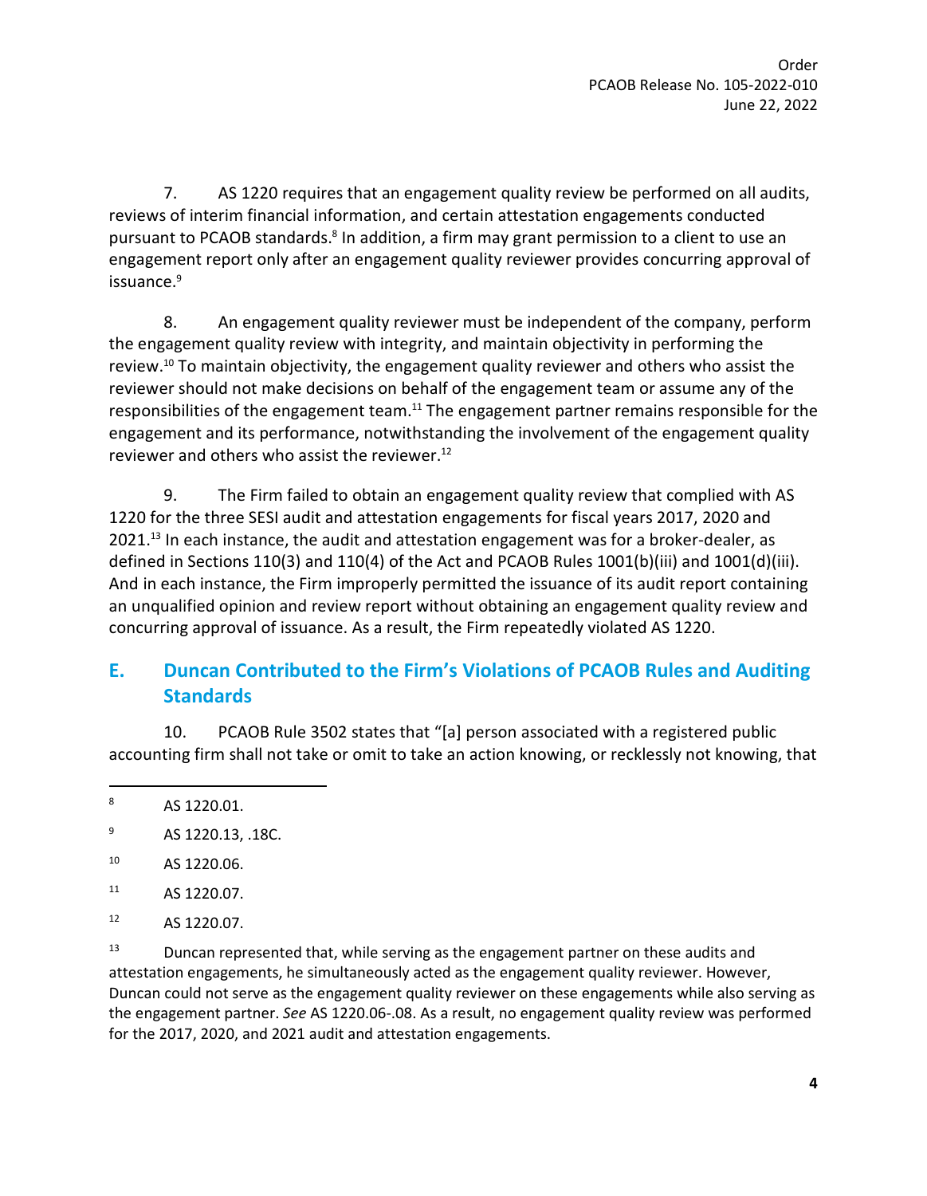7. AS 1220 requires that an engagement quality review be performed on all audits, reviews of interim financial information, and certain attestation engagements conducted pursuant to PCAOB standards.[8] In addition, a firm may grant permission to a client to use an engagement report only after an engagement quality reviewer provides concurring approval of issuance.[9]

8. An engagement quality reviewer must be independent of the company, perform the engagement quality review with integrity, and maintain objectivity in performing the review.[10] To maintain objectivity, the engagement quality reviewer and others who assist the reviewer should not make decisions on behalf of the engagement team or assume any of the responsibilities of the engagement team.[11] The engagement partner remains responsible for the engagement and its performance, notwithstanding the involvement of the engagement quality reviewer and others who assist the reviewer.[12]

9. The Firm failed to obtain an engagement quality review that complied with AS 1220 for the three SESI audit and attestation engagements for fiscal years 2017, 2020 and 2021.[13] In each instance, the audit and attestation engagement was for a broker-dealer, as defined in Sections 110(3) and 110(4) of the Act and PCAOB Rules 1001(b)(iii) and 1001(d)(iii). And in each instance, the Firm improperly permitted the issuance of its audit report containing an unqualified opinion and review report without obtaining an engagement quality review and concurring approval of issuance. As a result, the Firm repeatedly violated AS 1220.

## E. Duncan Contributed to the Firm's Violations of PCAOB Rules and Auditing Standards

10. PCAOB Rule 3502 states that "[a] person associated with a registered public accounting firm shall not take or omit to take an action knowing, or recklessly not knowing, that

---

[8] AS 1220.01.

[9] AS 1220.13, .18C.

[10] AS 1220.06.

[11] AS 1220.07.

[12] AS 1220.07.

[13] Duncan represented that, while serving as the engagement partner on these audits and attestation engagements, he simultaneously acted as the engagement quality reviewer. However, Duncan could not serve as the engagement quality reviewer on these engagements while also serving as the engagement partner. *See* AS 1220.06-.08. As a result, no engagement quality review was performed for the 2017, 2020, and 2021 audit and attestation engagements.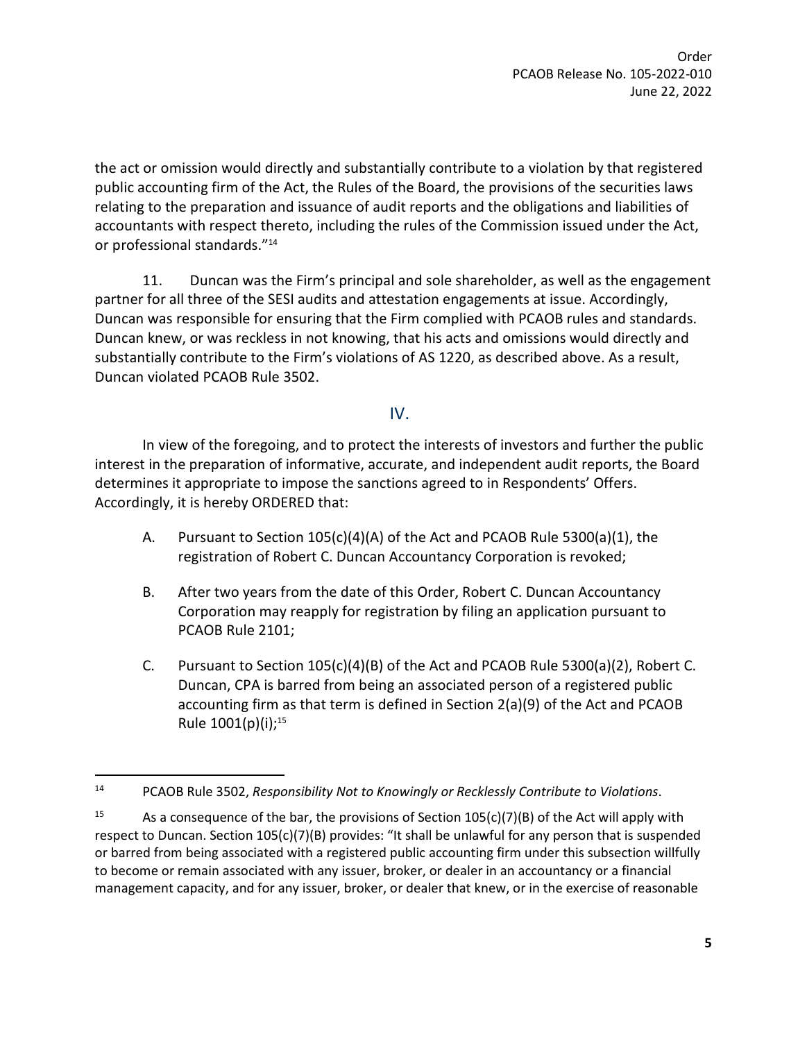the act or omission would directly and substantially contribute to a violation by that registered public accounting firm of the Act, the Rules of the Board, the provisions of the securities laws relating to the preparation and issuance of audit reports and the obligations and liabilities of accountants with respect thereto, including the rules of the Commission issued under the Act, or professional standards."[14]

11. Duncan was the Firm's principal and sole shareholder, as well as the engagement partner for all three of the SESI audits and attestation engagements at issue. Accordingly, Duncan was responsible for ensuring that the Firm complied with PCAOB rules and standards. Duncan knew, or was reckless in not knowing, that his acts and omissions would directly and substantially contribute to the Firm's violations of AS 1220, as described above. As a result, Duncan violated PCAOB Rule 3502.

## IV.

In view of the foregoing, and to protect the interests of investors and further the public interest in the preparation of informative, accurate, and independent audit reports, the Board determines it appropriate to impose the sanctions agreed to in Respondents' Offers. Accordingly, it is hereby ORDERED that:

A. Pursuant to Section 105(c)(4)(A) of the Act and PCAOB Rule 5300(a)(1), the registration of Robert C. Duncan Accountancy Corporation is revoked;

B. After two years from the date of this Order, Robert C. Duncan Accountancy Corporation may reapply for registration by filing an application pursuant to PCAOB Rule 2101;

C. Pursuant to Section 105(c)(4)(B) of the Act and PCAOB Rule 5300(a)(2), Robert C. Duncan, CPA is barred from being an associated person of a registered public accounting firm as that term is defined in Section 2(a)(9) of the Act and PCAOB Rule 1001(p)(i);[15]

---

[14] PCAOB Rule 3502, *Responsibility Not to Knowingly or Recklessly Contribute to Violations*.

[15] As a consequence of the bar, the provisions of Section 105(c)(7)(B) of the Act will apply with respect to Duncan. Section 105(c)(7)(B) provides: "It shall be unlawful for any person that is suspended or barred from being associated with a registered public accounting firm under this subsection willfully to become or remain associated with any issuer, broker, or dealer in an accountancy or a financial management capacity, and for any issuer, broker, or dealer that knew, or in the exercise of reasonable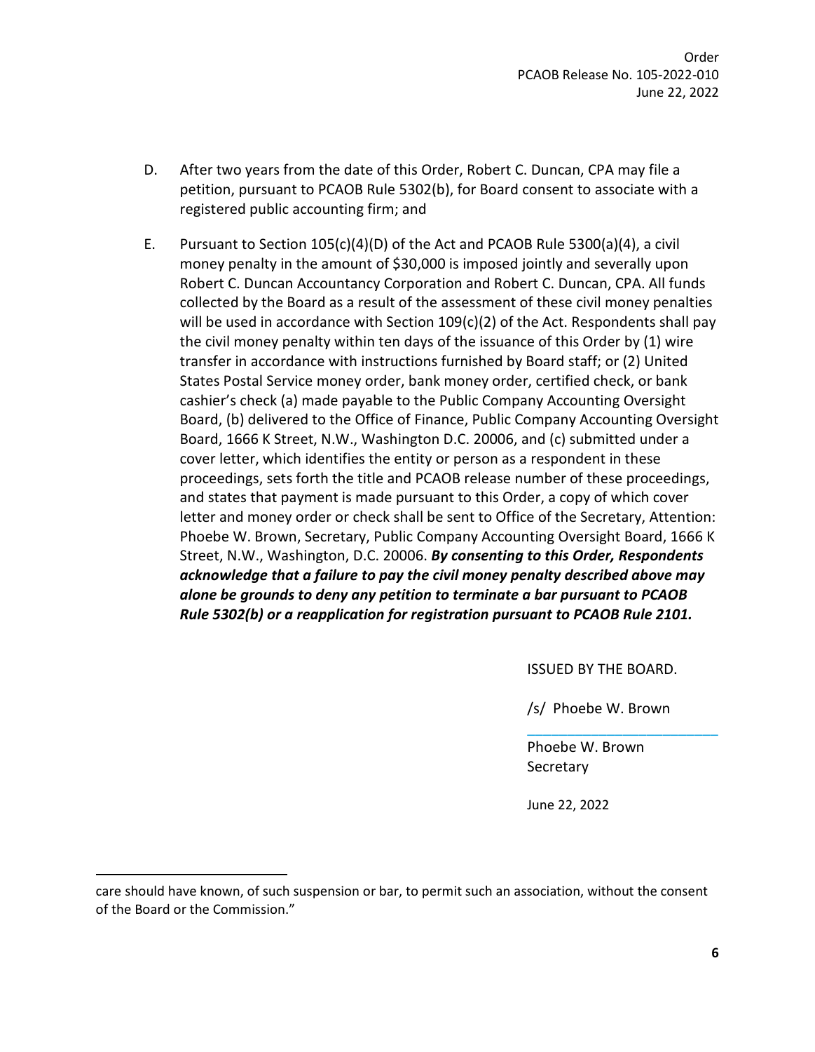D. After two years from the date of this Order, Robert C. Duncan, CPA may file a petition, pursuant to PCAOB Rule 5302(b), for Board consent to associate with a registered public accounting firm; and

E. Pursuant to Section 105(c)(4)(D) of the Act and PCAOB Rule 5300(a)(4), a civil money penalty in the amount of $30,000 is imposed jointly and severally upon Robert C. Duncan Accountancy Corporation and Robert C. Duncan, CPA. All funds collected by the Board as a result of the assessment of these civil money penalties will be used in accordance with Section 109(c)(2) of the Act. Respondents shall pay the civil money penalty within ten days of the issuance of this Order by (1) wire transfer in accordance with instructions furnished by Board staff; or (2) United States Postal Service money order, bank money order, certified check, or bank cashier's check (a) made payable to the Public Company Accounting Oversight Board, (b) delivered to the Office of Finance, Public Company Accounting Oversight Board, 1666 K Street, N.W., Washington D.C. 20006, and (c) submitted under a cover letter, which identifies the entity or person as a respondent in these proceedings, sets forth the title and PCAOB release number of these proceedings, and states that payment is made pursuant to this Order, a copy of which cover letter and money order or check shall be sent to Office of the Secretary, Attention: Phoebe W. Brown, Secretary, Public Company Accounting Oversight Board, 1666 K Street, N.W., Washington, D.C. 20006. ***By consenting to this Order, Respondents acknowledge that a failure to pay the civil money penalty described above may alone be grounds to deny any petition to terminate a bar pursuant to PCAOB Rule 5302(b) or a reapplication for registration pursuant to PCAOB Rule 2101.***

ISSUED BY THE BOARD.

/s/ Phoebe W. Brown

Phoebe W. Brown
Secretary

June 22, 2022

---

care should have known, of such suspension or bar, to permit such an association, without the consent of the Board or the Commission."